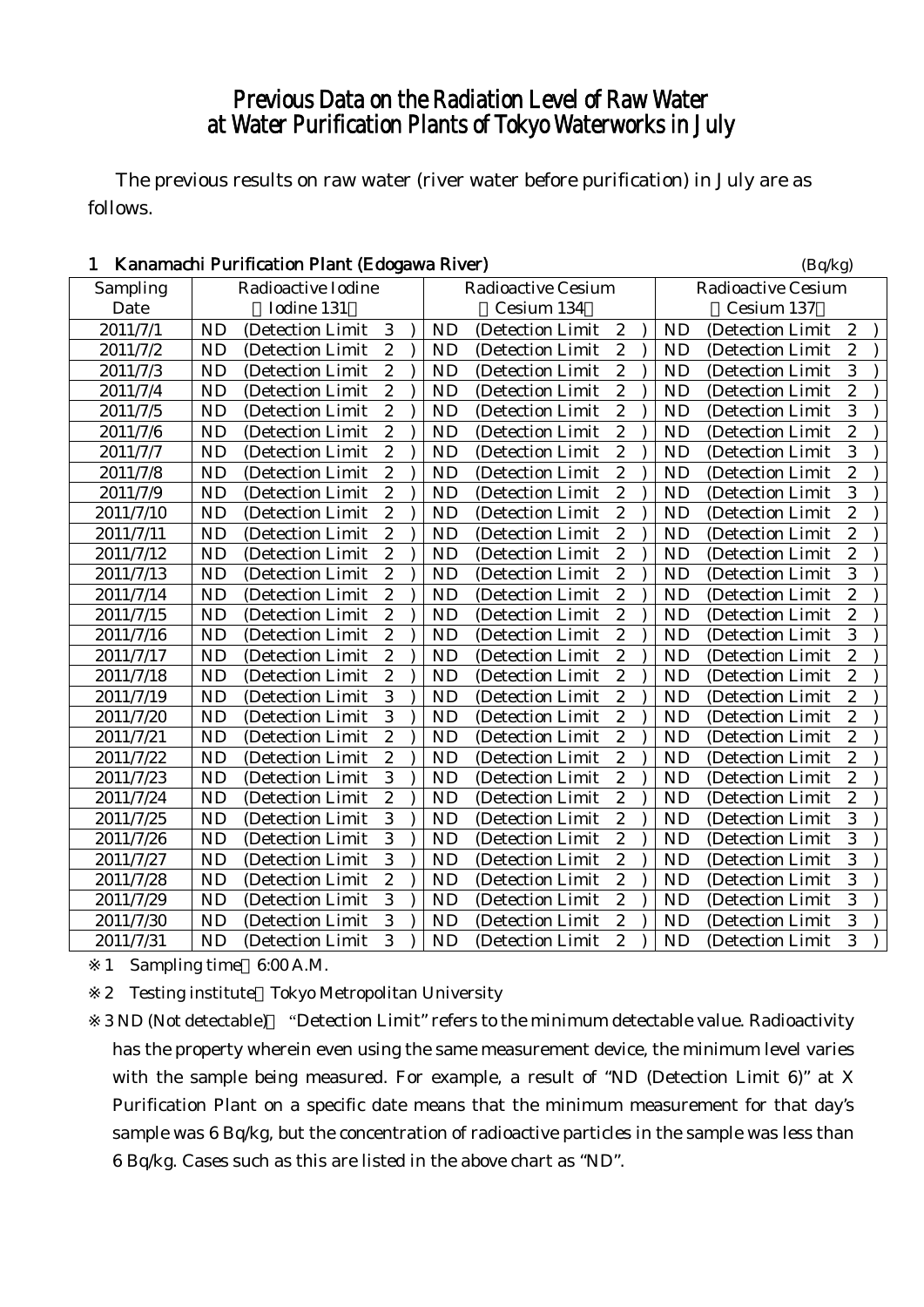# Previous Data on the Radiation Level of Raw Water at Water Purification Plants of Tokyo Waterworks in July

The previous results on raw water (river water before purification) in July are as follows.

## 1 Kanamachi Purification Plant (Edogawa River)

(Bq/kg)

| Sampling Date | Radioactive Iodine (Iodine 131) | Radioactive Cesium (Cesium 134) | Radioactive Cesium (Cesium 137) |
|---|---|---|---|
| 2011/7/1 | ND (Detection Limit 3) | ND (Detection Limit 2) | ND (Detection Limit 2) |
| 2011/7/2 | ND (Detection Limit 2) | ND (Detection Limit 2) | ND (Detection Limit 2) |
| 2011/7/3 | ND (Detection Limit 2) | ND (Detection Limit 2) | ND (Detection Limit 3) |
| 2011/7/4 | ND (Detection Limit 2) | ND (Detection Limit 2) | ND (Detection Limit 2) |
| 2011/7/5 | ND (Detection Limit 2) | ND (Detection Limit 2) | ND (Detection Limit 3) |
| 2011/7/6 | ND (Detection Limit 2) | ND (Detection Limit 2) | ND (Detection Limit 2) |
| 2011/7/7 | ND (Detection Limit 2) | ND (Detection Limit 2) | ND (Detection Limit 3) |
| 2011/7/8 | ND (Detection Limit 2) | ND (Detection Limit 2) | ND (Detection Limit 2) |
| 2011/7/9 | ND (Detection Limit 2) | ND (Detection Limit 2) | ND (Detection Limit 3) |
| 2011/7/10 | ND (Detection Limit 2) | ND (Detection Limit 2) | ND (Detection Limit 2) |
| 2011/7/11 | ND (Detection Limit 2) | ND (Detection Limit 2) | ND (Detection Limit 2) |
| 2011/7/12 | ND (Detection Limit 2) | ND (Detection Limit 2) | ND (Detection Limit 2) |
| 2011/7/13 | ND (Detection Limit 2) | ND (Detection Limit 2) | ND (Detection Limit 3) |
| 2011/7/14 | ND (Detection Limit 2) | ND (Detection Limit 2) | ND (Detection Limit 2) |
| 2011/7/15 | ND (Detection Limit 2) | ND (Detection Limit 2) | ND (Detection Limit 2) |
| 2011/7/16 | ND (Detection Limit 2) | ND (Detection Limit 2) | ND (Detection Limit 3) |
| 2011/7/17 | ND (Detection Limit 2) | ND (Detection Limit 2) | ND (Detection Limit 2) |
| 2011/7/18 | ND (Detection Limit 2) | ND (Detection Limit 2) | ND (Detection Limit 2) |
| 2011/7/19 | ND (Detection Limit 3) | ND (Detection Limit 2) | ND (Detection Limit 2) |
| 2011/7/20 | ND (Detection Limit 3) | ND (Detection Limit 2) | ND (Detection Limit 2) |
| 2011/7/21 | ND (Detection Limit 2) | ND (Detection Limit 2) | ND (Detection Limit 2) |
| 2011/7/22 | ND (Detection Limit 2) | ND (Detection Limit 2) | ND (Detection Limit 2) |
| 2011/7/23 | ND (Detection Limit 3) | ND (Detection Limit 2) | ND (Detection Limit 2) |
| 2011/7/24 | ND (Detection Limit 2) | ND (Detection Limit 2) | ND (Detection Limit 2) |
| 2011/7/25 | ND (Detection Limit 3) | ND (Detection Limit 2) | ND (Detection Limit 3) |
| 2011/7/26 | ND (Detection Limit 3) | ND (Detection Limit 2) | ND (Detection Limit 3) |
| 2011/7/27 | ND (Detection Limit 3) | ND (Detection Limit 2) | ND (Detection Limit 3) |
| 2011/7/28 | ND (Detection Limit 2) | ND (Detection Limit 2) | ND (Detection Limit 3) |
| 2011/7/29 | ND (Detection Limit 3) | ND (Detection Limit 2) | ND (Detection Limit 3) |
| 2011/7/30 | ND (Detection Limit 3) | ND (Detection Limit 2) | ND (Detection Limit 3) |
| 2011/7/31 | ND (Detection Limit 3) | ND (Detection Limit 2) | ND (Detection Limit 3) |

※1 Sampling time 6:00 A.M.

※2 Testing institute Tokyo Metropolitan University

※3 ND (Not detectable) "Detection Limit" refers to the minimum detectable value. Radioactivity has the property wherein even using the same measurement device, the minimum level varies with the sample being measured. For example, a result of "ND (Detection Limit 6)" at X Purification Plant on a specific date means that the minimum measurement for that day's sample was 6 Bq/kg, but the concentration of radioactive particles in the sample was less than 6 Bq/kg. Cases such as this are listed in the above chart as "ND".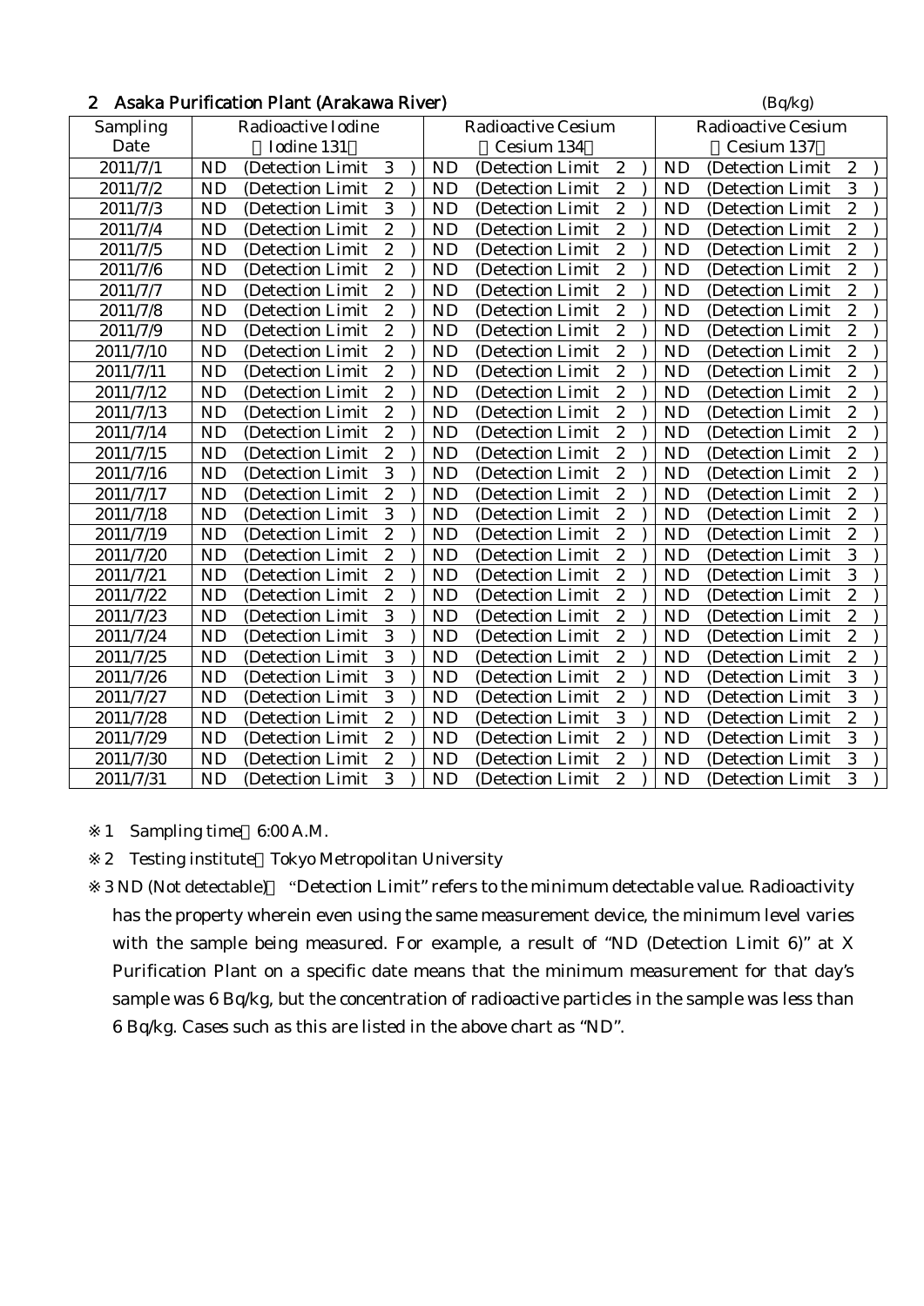## 2 Asaka Purification Plant (Arakawa River)

(Bq/kg)

| Sampling Date | Radioactive Iodine (Iodine 131) | Radioactive Cesium (Cesium 134) | Radioactive Cesium (Cesium 137) |
|---|---|---|---|
| 2011/7/1 | ND (Detection Limit 3) | ND (Detection Limit 2) | ND (Detection Limit 2) |
| 2011/7/2 | ND (Detection Limit 2) | ND (Detection Limit 2) | ND (Detection Limit 3) |
| 2011/7/3 | ND (Detection Limit 3) | ND (Detection Limit 2) | ND (Detection Limit 2) |
| 2011/7/4 | ND (Detection Limit 2) | ND (Detection Limit 2) | ND (Detection Limit 2) |
| 2011/7/5 | ND (Detection Limit 2) | ND (Detection Limit 2) | ND (Detection Limit 2) |
| 2011/7/6 | ND (Detection Limit 2) | ND (Detection Limit 2) | ND (Detection Limit 2) |
| 2011/7/7 | ND (Detection Limit 2) | ND (Detection Limit 2) | ND (Detection Limit 2) |
| 2011/7/8 | ND (Detection Limit 2) | ND (Detection Limit 2) | ND (Detection Limit 2) |
| 2011/7/9 | ND (Detection Limit 2) | ND (Detection Limit 2) | ND (Detection Limit 2) |
| 2011/7/10 | ND (Detection Limit 2) | ND (Detection Limit 2) | ND (Detection Limit 2) |
| 2011/7/11 | ND (Detection Limit 2) | ND (Detection Limit 2) | ND (Detection Limit 2) |
| 2011/7/12 | ND (Detection Limit 2) | ND (Detection Limit 2) | ND (Detection Limit 2) |
| 2011/7/13 | ND (Detection Limit 2) | ND (Detection Limit 2) | ND (Detection Limit 2) |
| 2011/7/14 | ND (Detection Limit 2) | ND (Detection Limit 2) | ND (Detection Limit 2) |
| 2011/7/15 | ND (Detection Limit 2) | ND (Detection Limit 2) | ND (Detection Limit 2) |
| 2011/7/16 | ND (Detection Limit 3) | ND (Detection Limit 2) | ND (Detection Limit 2) |
| 2011/7/17 | ND (Detection Limit 2) | ND (Detection Limit 2) | ND (Detection Limit 2) |
| 2011/7/18 | ND (Detection Limit 3) | ND (Detection Limit 2) | ND (Detection Limit 2) |
| 2011/7/19 | ND (Detection Limit 2) | ND (Detection Limit 2) | ND (Detection Limit 2) |
| 2011/7/20 | ND (Detection Limit 2) | ND (Detection Limit 2) | ND (Detection Limit 3) |
| 2011/7/21 | ND (Detection Limit 2) | ND (Detection Limit 2) | ND (Detection Limit 3) |
| 2011/7/22 | ND (Detection Limit 2) | ND (Detection Limit 2) | ND (Detection Limit 2) |
| 2011/7/23 | ND (Detection Limit 3) | ND (Detection Limit 2) | ND (Detection Limit 2) |
| 2011/7/24 | ND (Detection Limit 3) | ND (Detection Limit 2) | ND (Detection Limit 2) |
| 2011/7/25 | ND (Detection Limit 3) | ND (Detection Limit 2) | ND (Detection Limit 2) |
| 2011/7/26 | ND (Detection Limit 3) | ND (Detection Limit 2) | ND (Detection Limit 3) |
| 2011/7/27 | ND (Detection Limit 3) | ND (Detection Limit 2) | ND (Detection Limit 3) |
| 2011/7/28 | ND (Detection Limit 2) | ND (Detection Limit 3) | ND (Detection Limit 2) |
| 2011/7/29 | ND (Detection Limit 2) | ND (Detection Limit 2) | ND (Detection Limit 3) |
| 2011/7/30 | ND (Detection Limit 2) | ND (Detection Limit 2) | ND (Detection Limit 3) |
| 2011/7/31 | ND (Detection Limit 3) | ND (Detection Limit 2) | ND (Detection Limit 3) |

※1 Sampling time 6:00 A.M.

※2 Testing institute Tokyo Metropolitan University

※3 ND (Not detectable) "Detection Limit" refers to the minimum detectable value. Radioactivity has the property wherein even using the same measurement device, the minimum level varies with the sample being measured. For example, a result of "ND (Detection Limit 6)" at X Purification Plant on a specific date means that the minimum measurement for that day's sample was 6 Bq/kg, but the concentration of radioactive particles in the sample was less than 6 Bq/kg. Cases such as this are listed in the above chart as "ND".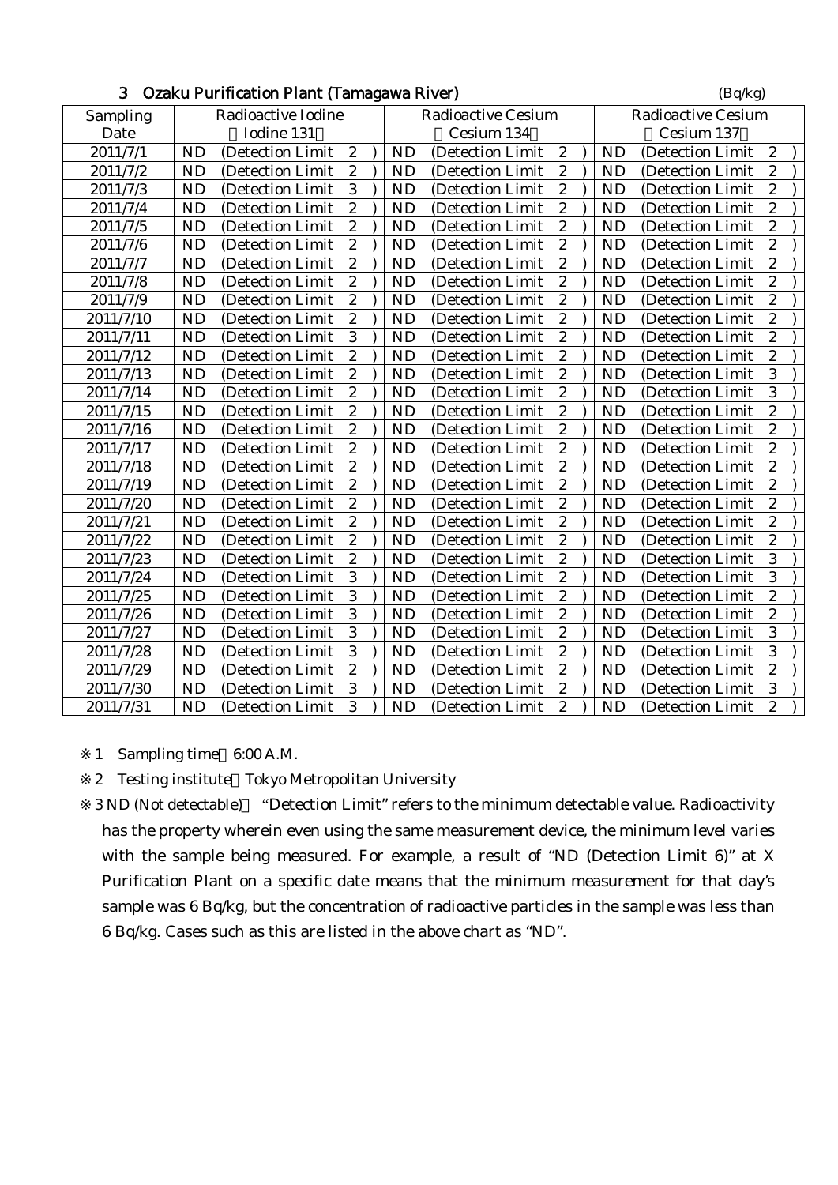### 3 Ozaku Purification Plant (Tamagawa River)

(Bq/kg)

| Sampling Date | Radioactive Iodine (Iodine 131) | Radioactive Cesium (Cesium 134) | Radioactive Cesium (Cesium 137) |
|---|---|---|---|
| 2011/7/1 | ND (Detection Limit 2) | ND (Detection Limit 2) | ND (Detection Limit 2) |
| 2011/7/2 | ND (Detection Limit 2) | ND (Detection Limit 2) | ND (Detection Limit 2) |
| 2011/7/3 | ND (Detection Limit 3) | ND (Detection Limit 2) | ND (Detection Limit 2) |
| 2011/7/4 | ND (Detection Limit 2) | ND (Detection Limit 2) | ND (Detection Limit 2) |
| 2011/7/5 | ND (Detection Limit 2) | ND (Detection Limit 2) | ND (Detection Limit 2) |
| 2011/7/6 | ND (Detection Limit 2) | ND (Detection Limit 2) | ND (Detection Limit 2) |
| 2011/7/7 | ND (Detection Limit 2) | ND (Detection Limit 2) | ND (Detection Limit 2) |
| 2011/7/8 | ND (Detection Limit 2) | ND (Detection Limit 2) | ND (Detection Limit 2) |
| 2011/7/9 | ND (Detection Limit 2) | ND (Detection Limit 2) | ND (Detection Limit 2) |
| 2011/7/10 | ND (Detection Limit 2) | ND (Detection Limit 2) | ND (Detection Limit 2) |
| 2011/7/11 | ND (Detection Limit 3) | ND (Detection Limit 2) | ND (Detection Limit 2) |
| 2011/7/12 | ND (Detection Limit 2) | ND (Detection Limit 2) | ND (Detection Limit 2) |
| 2011/7/13 | ND (Detection Limit 2) | ND (Detection Limit 2) | ND (Detection Limit 3) |
| 2011/7/14 | ND (Detection Limit 2) | ND (Detection Limit 2) | ND (Detection Limit 3) |
| 2011/7/15 | ND (Detection Limit 2) | ND (Detection Limit 2) | ND (Detection Limit 2) |
| 2011/7/16 | ND (Detection Limit 2) | ND (Detection Limit 2) | ND (Detection Limit 2) |
| 2011/7/17 | ND (Detection Limit 2) | ND (Detection Limit 2) | ND (Detection Limit 2) |
| 2011/7/18 | ND (Detection Limit 2) | ND (Detection Limit 2) | ND (Detection Limit 2) |
| 2011/7/19 | ND (Detection Limit 2) | ND (Detection Limit 2) | ND (Detection Limit 2) |
| 2011/7/20 | ND (Detection Limit 2) | ND (Detection Limit 2) | ND (Detection Limit 2) |
| 2011/7/21 | ND (Detection Limit 2) | ND (Detection Limit 2) | ND (Detection Limit 2) |
| 2011/7/22 | ND (Detection Limit 2) | ND (Detection Limit 2) | ND (Detection Limit 2) |
| 2011/7/23 | ND (Detection Limit 2) | ND (Detection Limit 2) | ND (Detection Limit 3) |
| 2011/7/24 | ND (Detection Limit 3) | ND (Detection Limit 2) | ND (Detection Limit 3) |
| 2011/7/25 | ND (Detection Limit 3) | ND (Detection Limit 2) | ND (Detection Limit 2) |
| 2011/7/26 | ND (Detection Limit 3) | ND (Detection Limit 2) | ND (Detection Limit 2) |
| 2011/7/27 | ND (Detection Limit 3) | ND (Detection Limit 2) | ND (Detection Limit 3) |
| 2011/7/28 | ND (Detection Limit 3) | ND (Detection Limit 2) | ND (Detection Limit 3) |
| 2011/7/29 | ND (Detection Limit 2) | ND (Detection Limit 2) | ND (Detection Limit 2) |
| 2011/7/30 | ND (Detection Limit 3) | ND (Detection Limit 2) | ND (Detection Limit 3) |
| 2011/7/31 | ND (Detection Limit 3) | ND (Detection Limit 2) | ND (Detection Limit 2) |

※1 Sampling time 6:00 A.M.

※2 Testing institute Tokyo Metropolitan University

※3 ND (Not detectable) "Detection Limit" refers to the minimum detectable value. Radioactivity has the property wherein even using the same measurement device, the minimum level varies with the sample being measured. For example, a result of "ND (Detection Limit 6)" at X Purification Plant on a specific date means that the minimum measurement for that day's sample was 6 Bq/kg, but the concentration of radioactive particles in the sample was less than 6 Bq/kg. Cases such as this are listed in the above chart as "ND".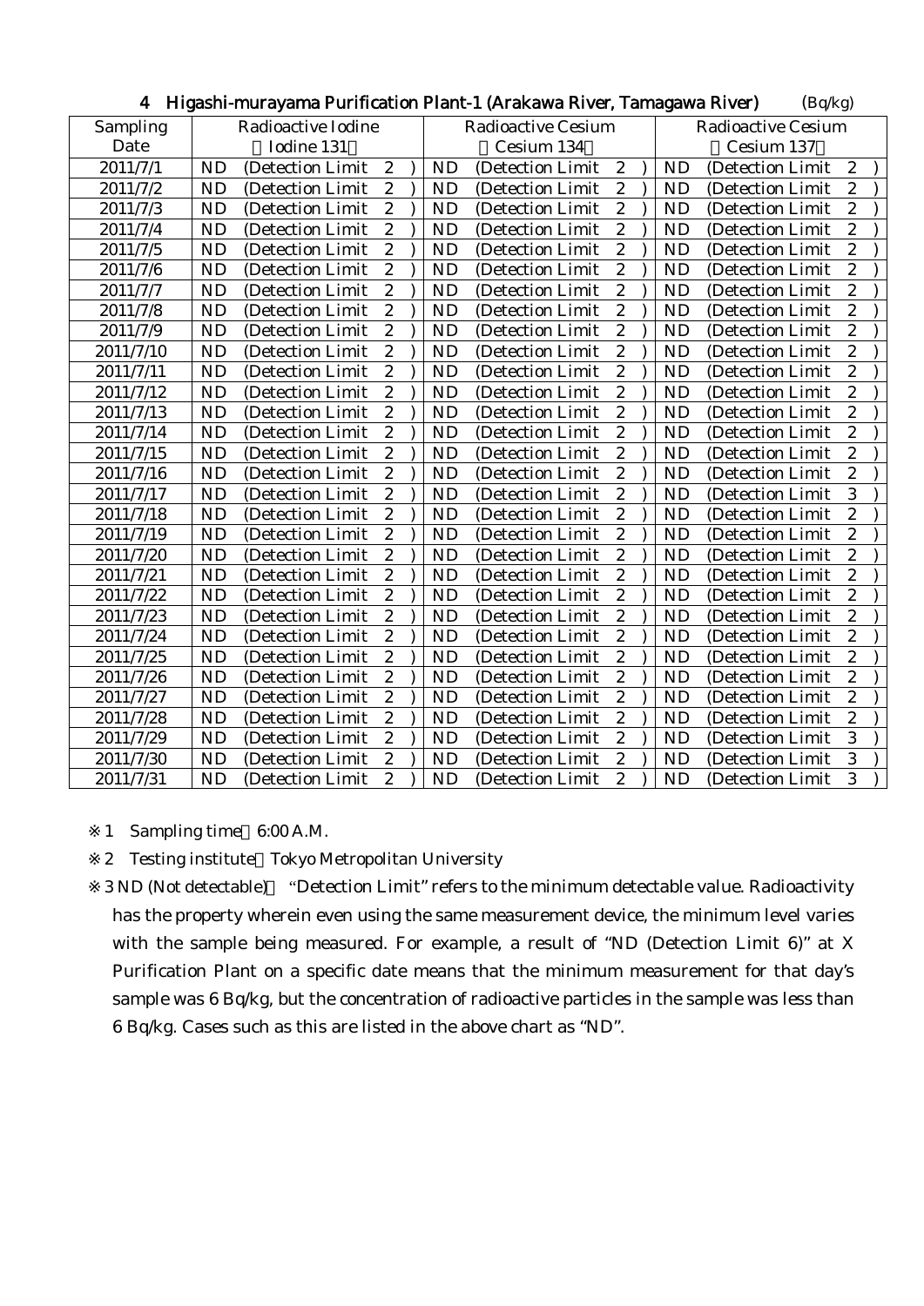## 4 Higashi-murayama Purification Plant-1 (Arakawa River, Tamagawa River) (Bq/kg)

| Sampling Date | Radioactive Iodine (Iodine 131) | Radioactive Cesium (Cesium 134) | Radioactive Cesium (Cesium 137) |
|---|---|---|---|
| 2011/7/1 | ND (Detection Limit 2 ) | ND (Detection Limit 2 ) | ND (Detection Limit 2 ) |
| 2011/7/2 | ND (Detection Limit 2 ) | ND (Detection Limit 2 ) | ND (Detection Limit 2 ) |
| 2011/7/3 | ND (Detection Limit 2 ) | ND (Detection Limit 2 ) | ND (Detection Limit 2 ) |
| 2011/7/4 | ND (Detection Limit 2 ) | ND (Detection Limit 2 ) | ND (Detection Limit 2 ) |
| 2011/7/5 | ND (Detection Limit 2 ) | ND (Detection Limit 2 ) | ND (Detection Limit 2 ) |
| 2011/7/6 | ND (Detection Limit 2 ) | ND (Detection Limit 2 ) | ND (Detection Limit 2 ) |
| 2011/7/7 | ND (Detection Limit 2 ) | ND (Detection Limit 2 ) | ND (Detection Limit 2 ) |
| 2011/7/8 | ND (Detection Limit 2 ) | ND (Detection Limit 2 ) | ND (Detection Limit 2 ) |
| 2011/7/9 | ND (Detection Limit 2 ) | ND (Detection Limit 2 ) | ND (Detection Limit 2 ) |
| 2011/7/10 | ND (Detection Limit 2 ) | ND (Detection Limit 2 ) | ND (Detection Limit 2 ) |
| 2011/7/11 | ND (Detection Limit 2 ) | ND (Detection Limit 2 ) | ND (Detection Limit 2 ) |
| 2011/7/12 | ND (Detection Limit 2 ) | ND (Detection Limit 2 ) | ND (Detection Limit 2 ) |
| 2011/7/13 | ND (Detection Limit 2 ) | ND (Detection Limit 2 ) | ND (Detection Limit 2 ) |
| 2011/7/14 | ND (Detection Limit 2 ) | ND (Detection Limit 2 ) | ND (Detection Limit 2 ) |
| 2011/7/15 | ND (Detection Limit 2 ) | ND (Detection Limit 2 ) | ND (Detection Limit 2 ) |
| 2011/7/16 | ND (Detection Limit 2 ) | ND (Detection Limit 2 ) | ND (Detection Limit 2 ) |
| 2011/7/17 | ND (Detection Limit 2 ) | ND (Detection Limit 2 ) | ND (Detection Limit 3 ) |
| 2011/7/18 | ND (Detection Limit 2 ) | ND (Detection Limit 2 ) | ND (Detection Limit 2 ) |
| 2011/7/19 | ND (Detection Limit 2 ) | ND (Detection Limit 2 ) | ND (Detection Limit 2 ) |
| 2011/7/20 | ND (Detection Limit 2 ) | ND (Detection Limit 2 ) | ND (Detection Limit 2 ) |
| 2011/7/21 | ND (Detection Limit 2 ) | ND (Detection Limit 2 ) | ND (Detection Limit 2 ) |
| 2011/7/22 | ND (Detection Limit 2 ) | ND (Detection Limit 2 ) | ND (Detection Limit 2 ) |
| 2011/7/23 | ND (Detection Limit 2 ) | ND (Detection Limit 2 ) | ND (Detection Limit 2 ) |
| 2011/7/24 | ND (Detection Limit 2 ) | ND (Detection Limit 2 ) | ND (Detection Limit 2 ) |
| 2011/7/25 | ND (Detection Limit 2 ) | ND (Detection Limit 2 ) | ND (Detection Limit 2 ) |
| 2011/7/26 | ND (Detection Limit 2 ) | ND (Detection Limit 2 ) | ND (Detection Limit 2 ) |
| 2011/7/27 | ND (Detection Limit 2 ) | ND (Detection Limit 2 ) | ND (Detection Limit 2 ) |
| 2011/7/28 | ND (Detection Limit 2 ) | ND (Detection Limit 2 ) | ND (Detection Limit 2 ) |
| 2011/7/29 | ND (Detection Limit 2 ) | ND (Detection Limit 2 ) | ND (Detection Limit 3 ) |
| 2011/7/30 | ND (Detection Limit 2 ) | ND (Detection Limit 2 ) | ND (Detection Limit 3 ) |
| 2011/7/31 | ND (Detection Limit 2 ) | ND (Detection Limit 2 ) | ND (Detection Limit 3 ) |

※1 Sampling time 6:00 A.M.

※2 Testing institute Tokyo Metropolitan University

※3 ND (Not detectable) "Detection Limit" refers to the minimum detectable value. Radioactivity has the property wherein even using the same measurement device, the minimum level varies with the sample being measured. For example, a result of "ND (Detection Limit 6)" at X Purification Plant on a specific date means that the minimum measurement for that day's sample was 6 Bq/kg, but the concentration of radioactive particles in the sample was less than 6 Bq/kg. Cases such as this are listed in the above chart as "ND".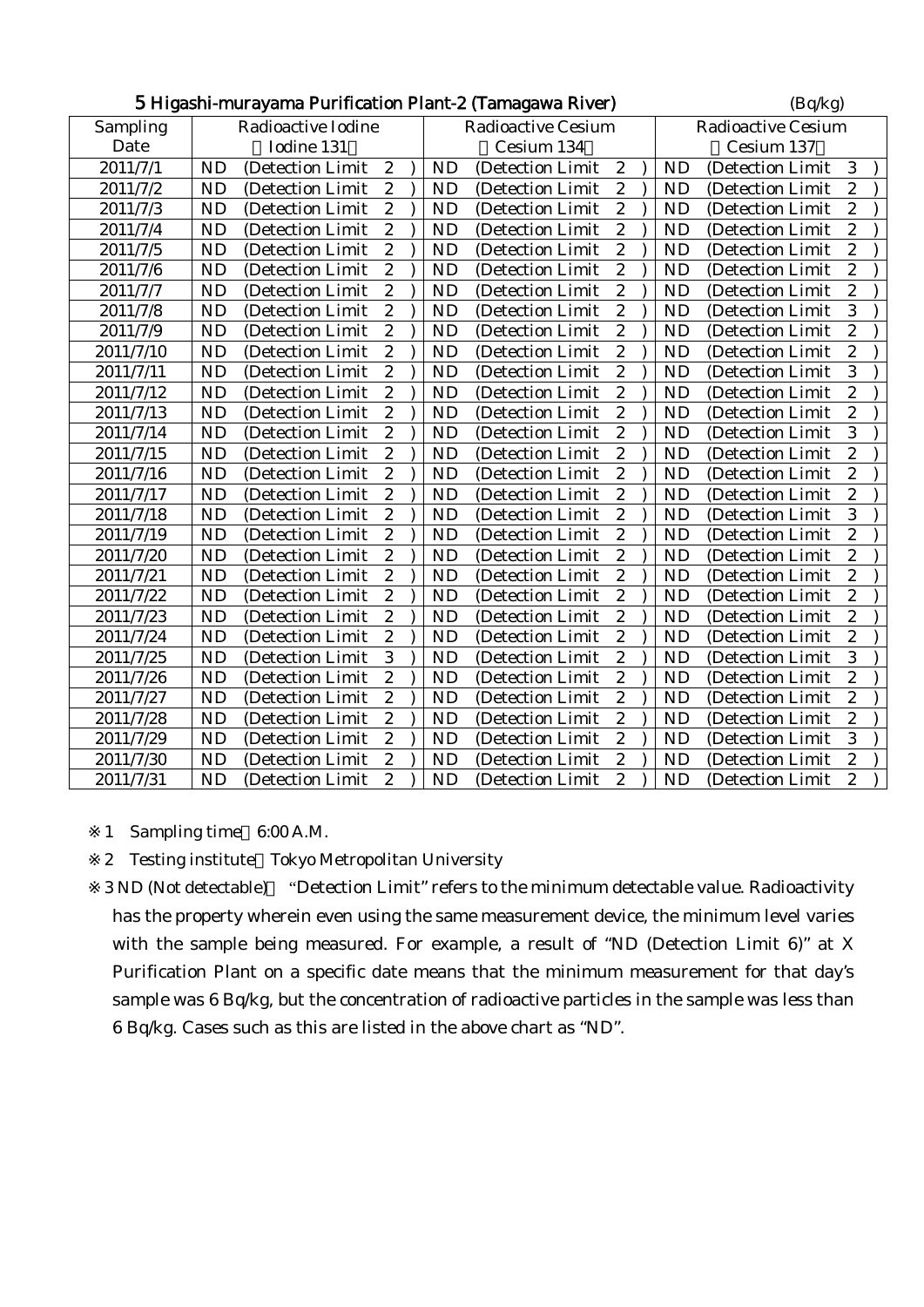## 5 Higashi-murayama Purification Plant-2 (Tamagawa River)

(Bq/kg)

| Sampling Date | Radioactive Iodine (Iodine 131) | Radioactive Cesium (Cesium 134) | Radioactive Cesium (Cesium 137) |
|---|---|---|---|
| 2011/7/1 | ND (Detection Limit 2) | ND (Detection Limit 2) | ND (Detection Limit 3) |
| 2011/7/2 | ND (Detection Limit 2) | ND (Detection Limit 2) | ND (Detection Limit 2) |
| 2011/7/3 | ND (Detection Limit 2) | ND (Detection Limit 2) | ND (Detection Limit 2) |
| 2011/7/4 | ND (Detection Limit 2) | ND (Detection Limit 2) | ND (Detection Limit 2) |
| 2011/7/5 | ND (Detection Limit 2) | ND (Detection Limit 2) | ND (Detection Limit 2) |
| 2011/7/6 | ND (Detection Limit 2) | ND (Detection Limit 2) | ND (Detection Limit 2) |
| 2011/7/7 | ND (Detection Limit 2) | ND (Detection Limit 2) | ND (Detection Limit 2) |
| 2011/7/8 | ND (Detection Limit 2) | ND (Detection Limit 2) | ND (Detection Limit 3) |
| 2011/7/9 | ND (Detection Limit 2) | ND (Detection Limit 2) | ND (Detection Limit 2) |
| 2011/7/10 | ND (Detection Limit 2) | ND (Detection Limit 2) | ND (Detection Limit 2) |
| 2011/7/11 | ND (Detection Limit 2) | ND (Detection Limit 2) | ND (Detection Limit 3) |
| 2011/7/12 | ND (Detection Limit 2) | ND (Detection Limit 2) | ND (Detection Limit 2) |
| 2011/7/13 | ND (Detection Limit 2) | ND (Detection Limit 2) | ND (Detection Limit 2) |
| 2011/7/14 | ND (Detection Limit 2) | ND (Detection Limit 2) | ND (Detection Limit 3) |
| 2011/7/15 | ND (Detection Limit 2) | ND (Detection Limit 2) | ND (Detection Limit 2) |
| 2011/7/16 | ND (Detection Limit 2) | ND (Detection Limit 2) | ND (Detection Limit 2) |
| 2011/7/17 | ND (Detection Limit 2) | ND (Detection Limit 2) | ND (Detection Limit 2) |
| 2011/7/18 | ND (Detection Limit 2) | ND (Detection Limit 2) | ND (Detection Limit 3) |
| 2011/7/19 | ND (Detection Limit 2) | ND (Detection Limit 2) | ND (Detection Limit 2) |
| 2011/7/20 | ND (Detection Limit 2) | ND (Detection Limit 2) | ND (Detection Limit 2) |
| 2011/7/21 | ND (Detection Limit 2) | ND (Detection Limit 2) | ND (Detection Limit 2) |
| 2011/7/22 | ND (Detection Limit 2) | ND (Detection Limit 2) | ND (Detection Limit 2) |
| 2011/7/23 | ND (Detection Limit 2) | ND (Detection Limit 2) | ND (Detection Limit 2) |
| 2011/7/24 | ND (Detection Limit 2) | ND (Detection Limit 2) | ND (Detection Limit 2) |
| 2011/7/25 | ND (Detection Limit 3) | ND (Detection Limit 2) | ND (Detection Limit 3) |
| 2011/7/26 | ND (Detection Limit 2) | ND (Detection Limit 2) | ND (Detection Limit 2) |
| 2011/7/27 | ND (Detection Limit 2) | ND (Detection Limit 2) | ND (Detection Limit 2) |
| 2011/7/28 | ND (Detection Limit 2) | ND (Detection Limit 2) | ND (Detection Limit 2) |
| 2011/7/29 | ND (Detection Limit 2) | ND (Detection Limit 2) | ND (Detection Limit 3) |
| 2011/7/30 | ND (Detection Limit 2) | ND (Detection Limit 2) | ND (Detection Limit 2) |
| 2011/7/31 | ND (Detection Limit 2) | ND (Detection Limit 2) | ND (Detection Limit 2) |

※1 Sampling time 6:00 A.M.

※2 Testing institute Tokyo Metropolitan University

※3 ND (Not detectable) "Detection Limit" refers to the minimum detectable value. Radioactivity has the property wherein even using the same measurement device, the minimum level varies with the sample being measured. For example, a result of "ND (Detection Limit 6)" at X Purification Plant on a specific date means that the minimum measurement for that day's sample was 6 Bq/kg, but the concentration of radioactive particles in the sample was less than 6 Bq/kg. Cases such as this are listed in the above chart as "ND".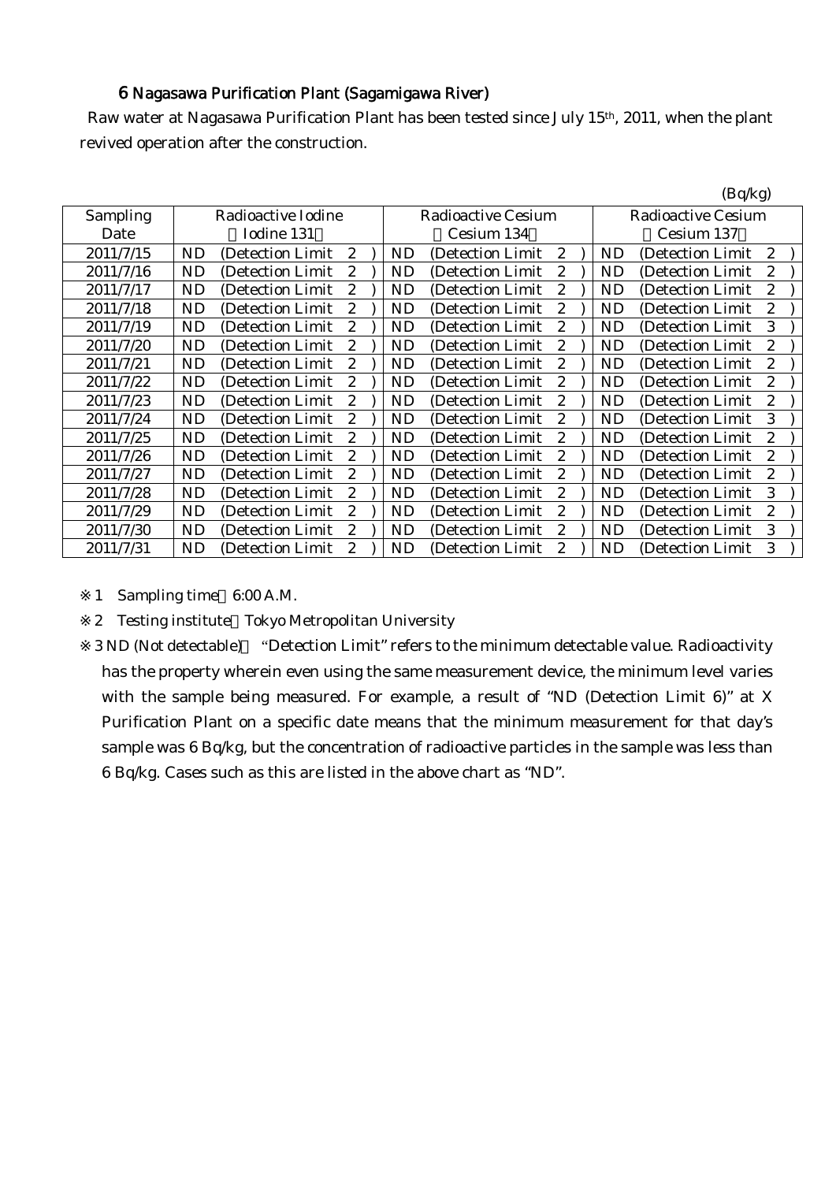## 6 Nagasawa Purification Plant (Sagamigawa River)

Raw water at Nagasawa Purification Plant has been tested since July 15th, 2011, when the plant revived operation after the construction.

(Bq/kg)

| Sampling Date | Radioactive Iodine (Iodine 131) | Radioactive Cesium (Cesium 134) | Radioactive Cesium (Cesium 137) |
|---|---|---|---|
| 2011/7/15 | ND (Detection Limit 2) | ND (Detection Limit 2) | ND (Detection Limit 2) |
| 2011/7/16 | ND (Detection Limit 2) | ND (Detection Limit 2) | ND (Detection Limit 2) |
| 2011/7/17 | ND (Detection Limit 2) | ND (Detection Limit 2) | ND (Detection Limit 2) |
| 2011/7/18 | ND (Detection Limit 2) | ND (Detection Limit 2) | ND (Detection Limit 2) |
| 2011/7/19 | ND (Detection Limit 2) | ND (Detection Limit 2) | ND (Detection Limit 3) |
| 2011/7/20 | ND (Detection Limit 2) | ND (Detection Limit 2) | ND (Detection Limit 2) |
| 2011/7/21 | ND (Detection Limit 2) | ND (Detection Limit 2) | ND (Detection Limit 2) |
| 2011/7/22 | ND (Detection Limit 2) | ND (Detection Limit 2) | ND (Detection Limit 2) |
| 2011/7/23 | ND (Detection Limit 2) | ND (Detection Limit 2) | ND (Detection Limit 2) |
| 2011/7/24 | ND (Detection Limit 2) | ND (Detection Limit 2) | ND (Detection Limit 3) |
| 2011/7/25 | ND (Detection Limit 2) | ND (Detection Limit 2) | ND (Detection Limit 2) |
| 2011/7/26 | ND (Detection Limit 2) | ND (Detection Limit 2) | ND (Detection Limit 2) |
| 2011/7/27 | ND (Detection Limit 2) | ND (Detection Limit 2) | ND (Detection Limit 2) |
| 2011/7/28 | ND (Detection Limit 2) | ND (Detection Limit 2) | ND (Detection Limit 3) |
| 2011/7/29 | ND (Detection Limit 2) | ND (Detection Limit 2) | ND (Detection Limit 2) |
| 2011/7/30 | ND (Detection Limit 2) | ND (Detection Limit 2) | ND (Detection Limit 3) |
| 2011/7/31 | ND (Detection Limit 2) | ND (Detection Limit 2) | ND (Detection Limit 3) |

※1 Sampling time 6:00 A.M.

※2 Testing institute Tokyo Metropolitan University

※3 ND (Not detectable) "Detection Limit" refers to the minimum detectable value. Radioactivity has the property wherein even using the same measurement device, the minimum level varies with the sample being measured. For example, a result of "ND (Detection Limit 6)" at X Purification Plant on a specific date means that the minimum measurement for that day's sample was 6 Bq/kg, but the concentration of radioactive particles in the sample was less than 6 Bq/kg. Cases such as this are listed in the above chart as "ND".